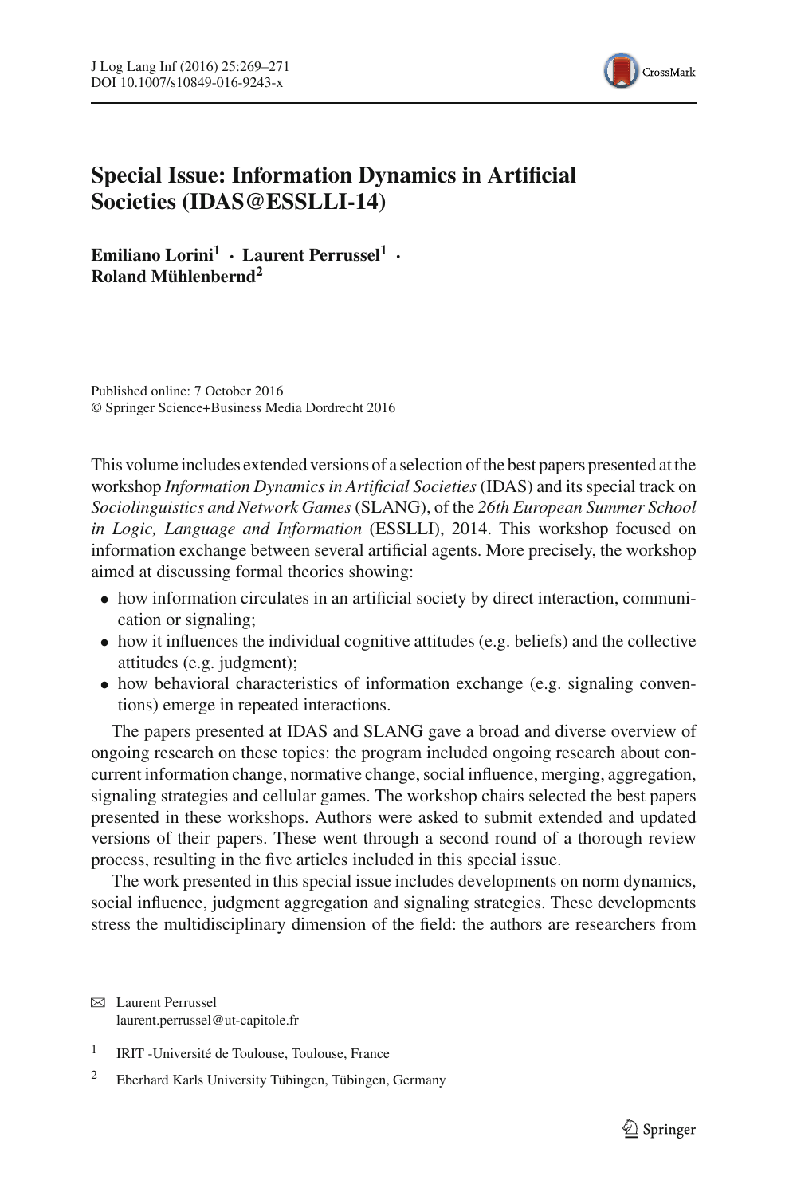# Special Issue: Information Dynamics in Artificial Societies (IDAS@ESSLLI-14)

**Emiliano Lorini[1] · Laurent Perrussel[1] · Roland Mühlenbernd[2]**

Published online: 7 October 2016
© Springer Science+Business Media Dordrecht 2016

This volume includes extended versions of a selection of the best papers presented at the workshop *Information Dynamics in Artificial Societies* (IDAS) and its special track on *Sociolinguistics and Network Games* (SLANG), of the *26th European Summer School in Logic, Language and Information* (ESSLLI), 2014. This workshop focused on information exchange between several artificial agents. More precisely, the workshop aimed at discussing formal theories showing:

- how information circulates in an artificial society by direct interaction, communication or signaling;
- how it influences the individual cognitive attitudes (e.g. beliefs) and the collective attitudes (e.g. judgment);
- how behavioral characteristics of information exchange (e.g. signaling conventions) emerge in repeated interactions.

The papers presented at IDAS and SLANG gave a broad and diverse overview of ongoing research on these topics: the program included ongoing research about concurrent information change, normative change, social influence, merging, aggregation, signaling strategies and cellular games. The workshop chairs selected the best papers presented in these workshops. Authors were asked to submit extended and updated versions of their papers. These went through a second round of a thorough review process, resulting in the five articles included in this special issue.

The work presented in this special issue includes developments on norm dynamics, social influence, judgment aggregation and signaling strategies. These developments stress the multidisciplinary dimension of the field: the authors are researchers from

---

✉ Laurent Perrussel
laurent.perrussel@ut-capitole.fr

[1] IRIT -Université de Toulouse, Toulouse, France

[2] Eberhard Karls University Tübingen, Tübingen, Germany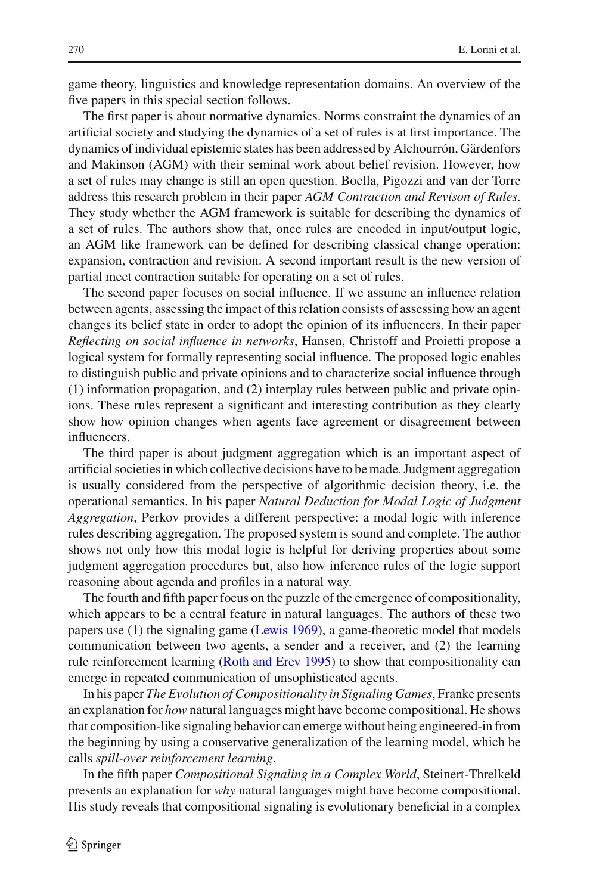game theory, linguistics and knowledge representation domains. An overview of the five papers in this special section follows.

The first paper is about normative dynamics. Norms constraint the dynamics of an artificial society and studying the dynamics of a set of rules is at first importance. The dynamics of individual epistemic states has been addressed by Alchourrón, Gärdenfors and Makinson (AGM) with their seminal work about belief revision. However, how a set of rules may change is still an open question. Boella, Pigozzi and van der Torre address this research problem in their paper *AGM Contraction and Revison of Rules*. They study whether the AGM framework is suitable for describing the dynamics of a set of rules. The authors show that, once rules are encoded in input/output logic, an AGM like framework can be defined for describing classical change operation: expansion, contraction and revision. A second important result is the new version of partial meet contraction suitable for operating on a set of rules.

The second paper focuses on social influence. If we assume an influence relation between agents, assessing the impact of this relation consists of assessing how an agent changes its belief state in order to adopt the opinion of its influencers. In their paper *Reflecting on social influence in networks*, Hansen, Christoff and Proietti propose a logical system for formally representing social influence. The proposed logic enables to distinguish public and private opinions and to characterize social influence through (1) information propagation, and (2) interplay rules between public and private opinions. These rules represent a significant and interesting contribution as they clearly show how opinion changes when agents face agreement or disagreement between influencers.

The third paper is about judgment aggregation which is an important aspect of artificial societies in which collective decisions have to be made. Judgment aggregation is usually considered from the perspective of algorithmic decision theory, i.e. the operational semantics. In his paper *Natural Deduction for Modal Logic of Judgment Aggregation*, Perkov provides a different perspective: a modal logic with inference rules describing aggregation. The proposed system is sound and complete. The author shows not only how this modal logic is helpful for deriving properties about some judgment aggregation procedures but, also how inference rules of the logic support reasoning about agenda and profiles in a natural way.

The fourth and fifth paper focus on the puzzle of the emergence of compositionality, which appears to be a central feature in natural languages. The authors of these two papers use (1) the signaling game (Lewis 1969), a game-theoretic model that models communication between two agents, a sender and a receiver, and (2) the learning rule reinforcement learning (Roth and Erev 1995) to show that compositionality can emerge in repeated communication of unsophisticated agents.

In his paper *The Evolution of Compositionality in Signaling Games*, Franke presents an explanation for *how* natural languages might have become compositional. He shows that composition-like signaling behavior can emerge without being engineered-in from the beginning by using a conservative generalization of the learning model, which he calls *spill-over reinforcement learning*.

In the fifth paper *Compositional Signaling in a Complex World*, Steinert-Threlkeld presents an explanation for *why* natural languages might have become compositional. His study reveals that compositional signaling is evolutionary beneficial in a complex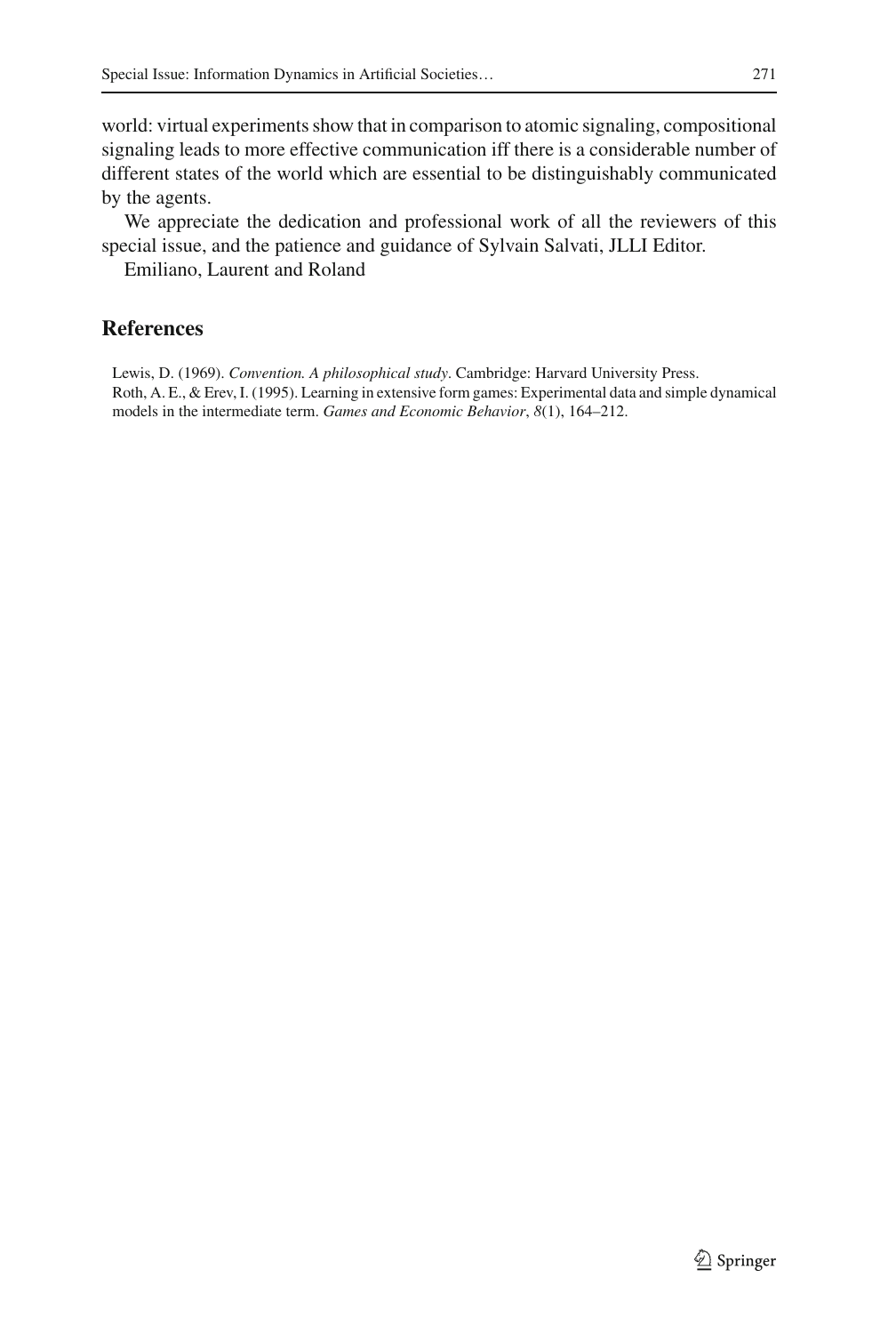world: virtual experiments show that in comparison to atomic signaling, compositional signaling leads to more effective communication iff there is a considerable number of different states of the world which are essential to be distinguishably communicated by the agents.

We appreciate the dedication and professional work of all the reviewers of this special issue, and the patience and guidance of Sylvain Salvati, JLLI Editor.

Emiliano, Laurent and Roland

## References

Lewis, D. (1969). *Convention. A philosophical study*. Cambridge: Harvard University Press.

Roth, A. E., & Erev, I. (1995). Learning in extensive form games: Experimental data and simple dynamical models in the intermediate term. *Games and Economic Behavior*, *8*(1), 164–212.